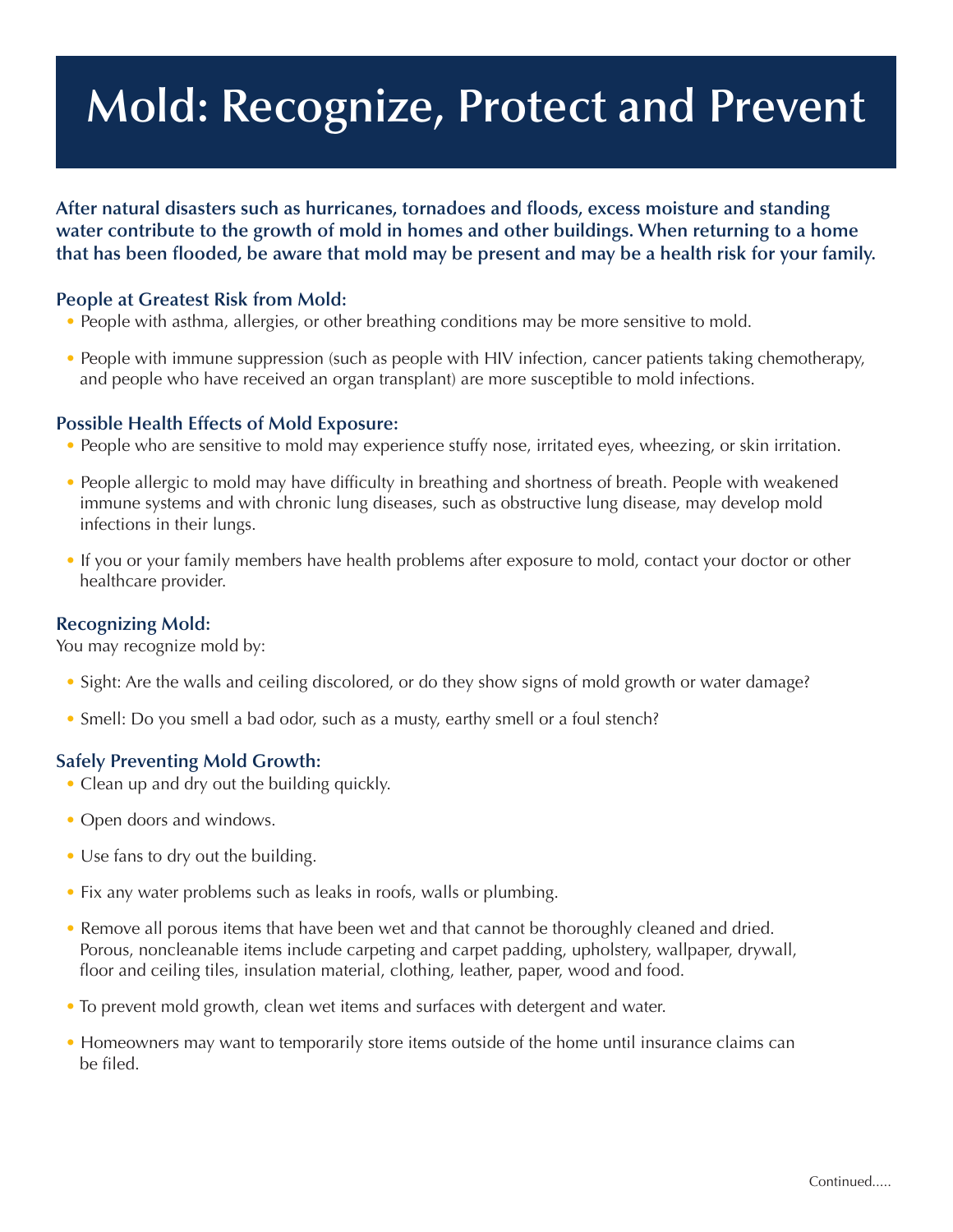# Mold: Recognize, Protect and Prevent

**After natural disasters such as hurricanes, tornadoes and floods, excess moisture and standing water contribute to the growth of mold in homes and other buildings. When returning to a home that has been flooded, be aware that mold may be present and may be a health risk for your family.**

### People at Greatest Risk from Mold:

- People with asthma, allergies, or other breathing conditions may be more sensitive to mold.
- People with immune suppression (such as people with HIV infection, cancer patients taking chemotherapy, and people who have received an organ transplant) are more susceptible to mold infections.

### Possible Health Effects of Mold Exposure:

- People who are sensitive to mold may experience stuffy nose, irritated eyes, wheezing, or skin irritation.
- People allergic to mold may have difficulty in breathing and shortness of breath. People with weakened immune systems and with chronic lung diseases, such as obstructive lung disease, may develop mold infections in their lungs.
- If you or your family members have health problems after exposure to mold, contact your doctor or other healthcare provider.

### Recognizing Mold:

You may recognize mold by:

- Sight: Are the walls and ceiling discolored, or do they show signs of mold growth or water damage?
- Smell: Do you smell a bad odor, such as a musty, earthy smell or a foul stench?

### Safely Preventing Mold Growth:

- Clean up and dry out the building quickly.
- Open doors and windows.
- Use fans to dry out the building.
- Fix any water problems such as leaks in roofs, walls or plumbing.
- Remove all porous items that have been wet and that cannot be thoroughly cleaned and dried. Porous, noncleanable items include carpeting and carpet padding, upholstery, wallpaper, drywall, floor and ceiling tiles, insulation material, clothing, leather, paper, wood and food.
- To prevent mold growth, clean wet items and surfaces with detergent and water.
- Homeowners may want to temporarily store items outside of the home until insurance claims can be filed.

Continued.....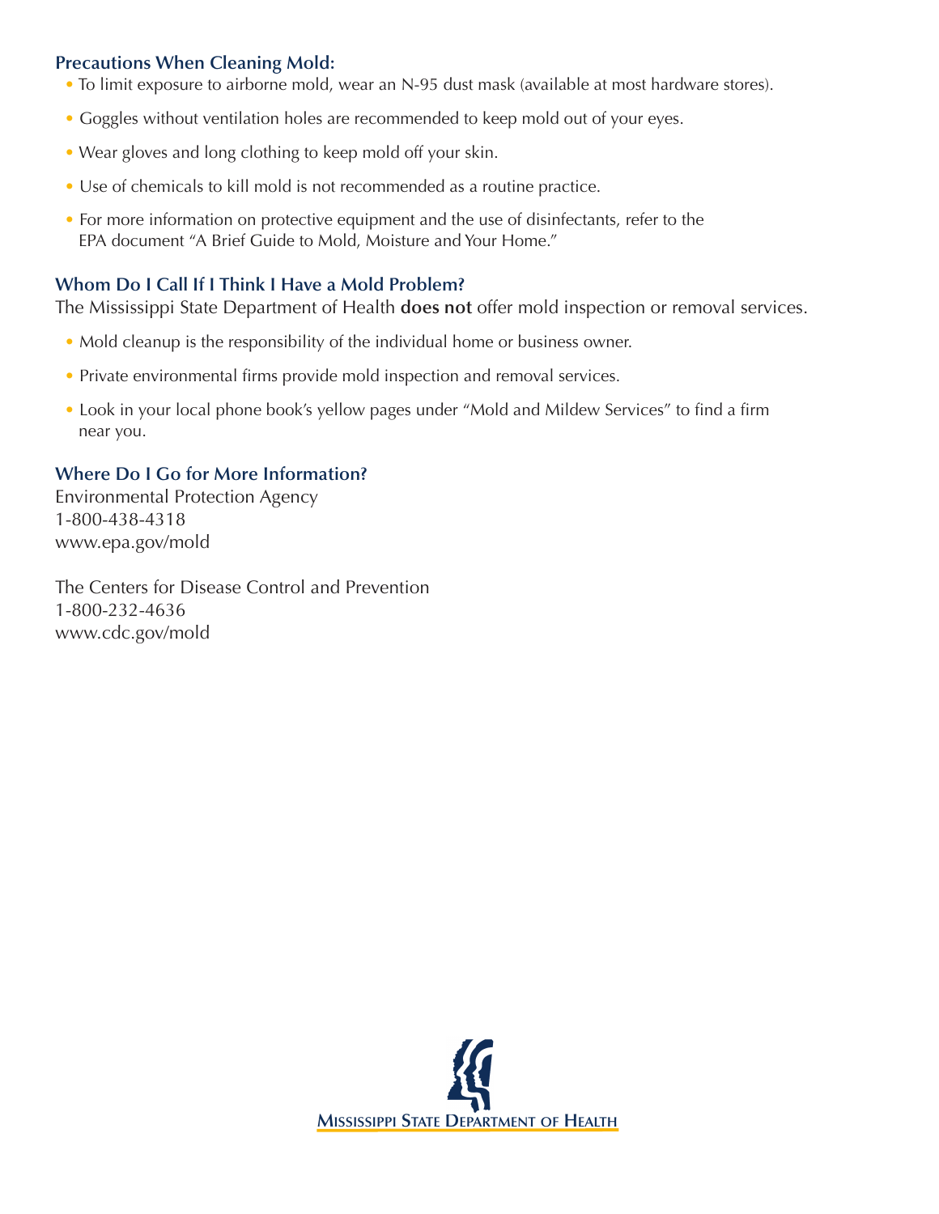### Precautions When Cleaning Mold:

- To limit exposure to airborne mold, wear an N-95 dust mask (available at most hardware stores).
- Goggles without ventilation holes are recommended to keep mold out of your eyes.
- Wear gloves and long clothing to keep mold off your skin.
- Use of chemicals to kill mold is not recommended as a routine practice.
- For more information on protective equipment and the use of disinfectants, refer to the EPA document "A Brief Guide to Mold, Moisture and Your Home."

### Whom Do I Call If I Think I Have a Mold Problem?

The Mississippi State Department of Health **does not** offer mold inspection or removal services.

- Mold cleanup is the responsibility of the individual home or business owner.
- Private environmental firms provide mold inspection and removal services.
- Look in your local phone book's yellow pages under "Mold and Mildew Services" to find a firm near you.

### Where Do I Go for More Information?

Environmental Protection Agency
1-800-438-4318
www.epa.gov/mold

The Centers for Disease Control and Prevention
1-800-232-4636
www.cdc.gov/mold

Mississippi State Department of Health